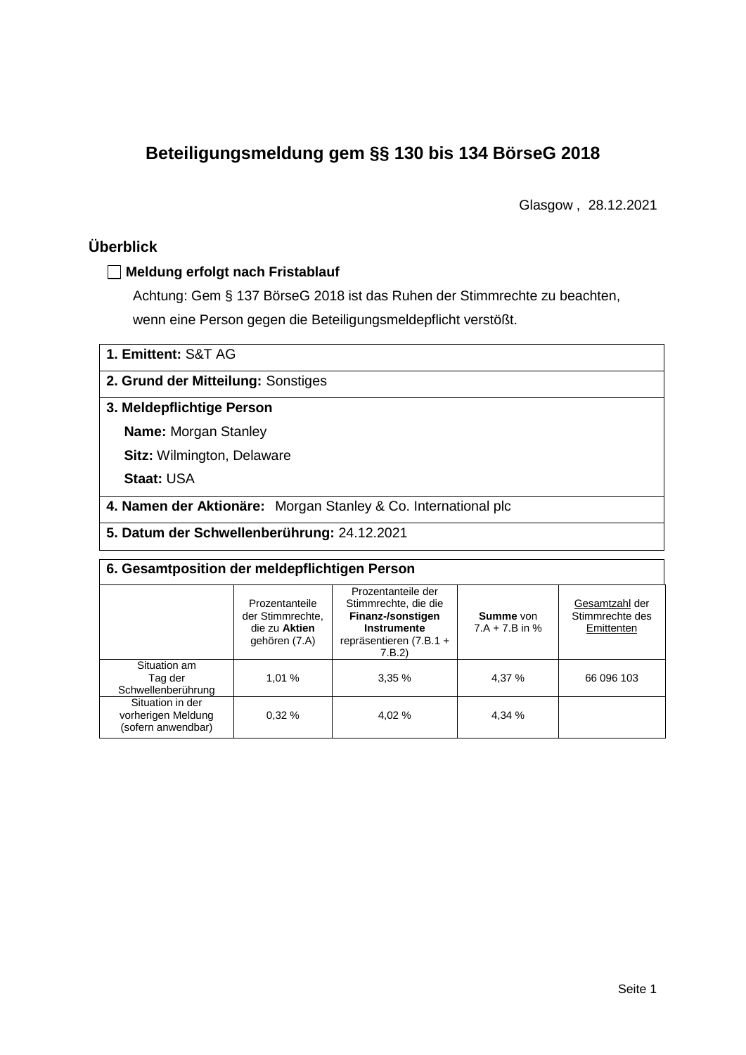# Beteiligungsmeldung gem §§ 130 bis 134 BörseG 2018

Glasgow , 28.12.2021

## Überblick

☐ **Meldung erfolgt nach Fristablauf**

Achtung: Gem § 137 BörseG 2018 ist das Ruhen der Stimmrechte zu beachten, wenn eine Person gegen die Beteiligungsmeldepflicht verstößt.

**1. Emittent:** S&T AG

**2. Grund der Mitteilung:** Sonstiges

**3. Meldepflichtige Person**

**Name:** Morgan Stanley

**Sitz:** Wilmington, Delaware

**Staat:** USA

**4. Namen der Aktionäre:** Morgan Stanley & Co. International plc

**5. Datum der Schwellenberührung:** 24.12.2021

**6. Gesamtposition der meldepflichtigen Person**

| | Prozentanteile der Stimmrechte, die zu **Aktien** gehören (7.A) | Prozentanteile der Stimmrechte, die die **Finanz-/sonstigen Instrumente** repräsentieren (7.B.1 + 7.B.2) | **Summe** von 7.A + 7.B in % | Gesamtzahl der Stimmrechte des Emittenten |
|---|---|---|---|---|
| Situation am Tag der Schwellenberührung | 1,01 % | 3,35 % | 4,37 % | 66 096 103 |
| Situation in der vorherigen Meldung (sofern anwendbar) | 0,32 % | 4,02 % | 4,34 % | |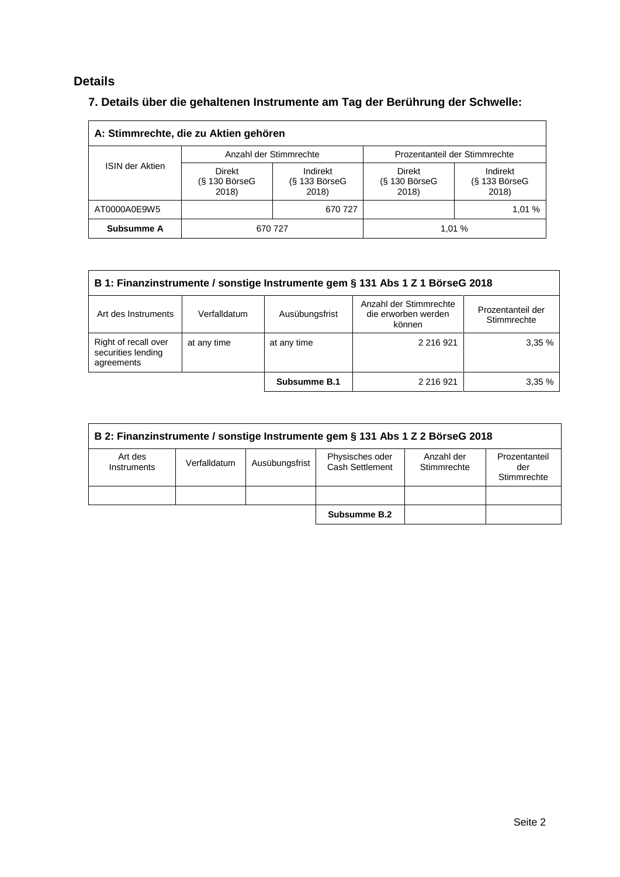## Details

### 7. Details über die gehaltenen Instrumente am Tag der Berührung der Schwelle:

| A: Stimmrechte, die zu Aktien gehören | | | | |
|---|---|---|---|---|
| ISIN der Aktien | Anzahl der Stimmrechte | | Prozentanteil der Stimmrechte | |
| | Direkt (§ 130 BörseG 2018) | Indirekt (§ 133 BörseG 2018) | Direkt (§ 130 BörseG 2018) | Indirekt (§ 133 BörseG 2018) |
| AT0000A0E9W5 | | 670 727 | | 1,01 % |
| **Subsumme A** | 670 727 | | 1,01 % | |

| B 1: Finanzinstrumente / sonstige Instrumente gem § 131 Abs 1 Z 1 BörseG 2018 | | | | |
|---|---|---|---|---|
| Art des Instruments | Verfalldatum | Ausübungsfrist | Anzahl der Stimmrechte die erworben werden können | Prozentanteil der Stimmrechte |
| Right of recall over securities lending agreements | at any time | at any time | 2 216 921 | 3,35 % |
| | | **Subsumme B.1** | 2 216 921 | 3,35 % |

| B 2: Finanzinstrumente / sonstige Instrumente gem § 131 Abs 1 Z 2 BörseG 2018 | | | | | |
|---|---|---|---|---|---|
| Art des Instruments | Verfalldatum | Ausübungsfrist | Physisches oder Cash Settlement | Anzahl der Stimmrechte | Prozentanteil der Stimmrechte |
| | | | | | |
| | | | **Subsumme B.2** | | |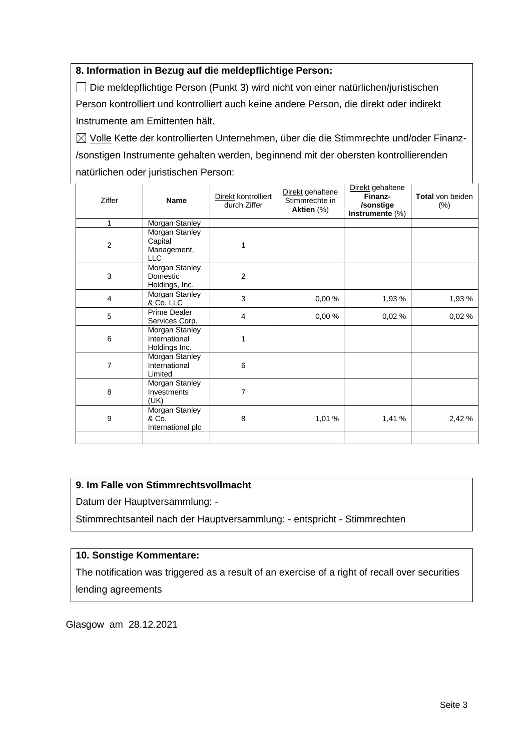## 8. Information in Bezug auf die meldepflichtige Person:

☐ Die meldepflichtige Person (Punkt 3) wird nicht von einer natürlichen/juristischen Person kontrolliert und kontrolliert auch keine andere Person, die direkt oder indirekt Instrumente am Emittenten hält.

☒ Volle Kette der kontrollierten Unternehmen, über die die Stimmrechte und/oder Finanz-/sonstigen Instrumente gehalten werden, beginnend mit der obersten kontrollierenden natürlichen oder juristischen Person:

| Ziffer | Name | Direkt kontrolliert durch Ziffer | Direkt gehaltene Stimmrechte in **Aktien** (%) | Direkt gehaltene **Finanz-/sonstige Instrumente** (%) | **Total** von beiden (%) |
|---|---|---|---|---|---|
| 1 | Morgan Stanley | | | | |
| 2 | Morgan Stanley Capital Management, LLC | 1 | | | |
| 3 | Morgan Stanley Domestic Holdings, Inc. | 2 | | | |
| 4 | Morgan Stanley & Co. LLC | 3 | 0,00 % | 1,93 % | 1,93 % |
| 5 | Prime Dealer Services Corp. | 4 | 0,00 % | 0,02 % | 0,02 % |
| 6 | Morgan Stanley International Holdings Inc. | 1 | | | |
| 7 | Morgan Stanley International Limited | 6 | | | |
| 8 | Morgan Stanley Investments (UK) | 7 | | | |
| 9 | Morgan Stanley & Co. International plc | 8 | 1,01 % | 1,41 % | 2,42 % |
| | | | | | |

## 9. Im Falle von Stimmrechtsvollmacht

Datum der Hauptversammlung: -

Stimmrechtsanteil nach der Hauptversammlung: - entspricht - Stimmrechten

## 10. Sonstige Kommentare:

The notification was triggered as a result of an exercise of a right of recall over securities lending agreements

Glasgow am 28.12.2021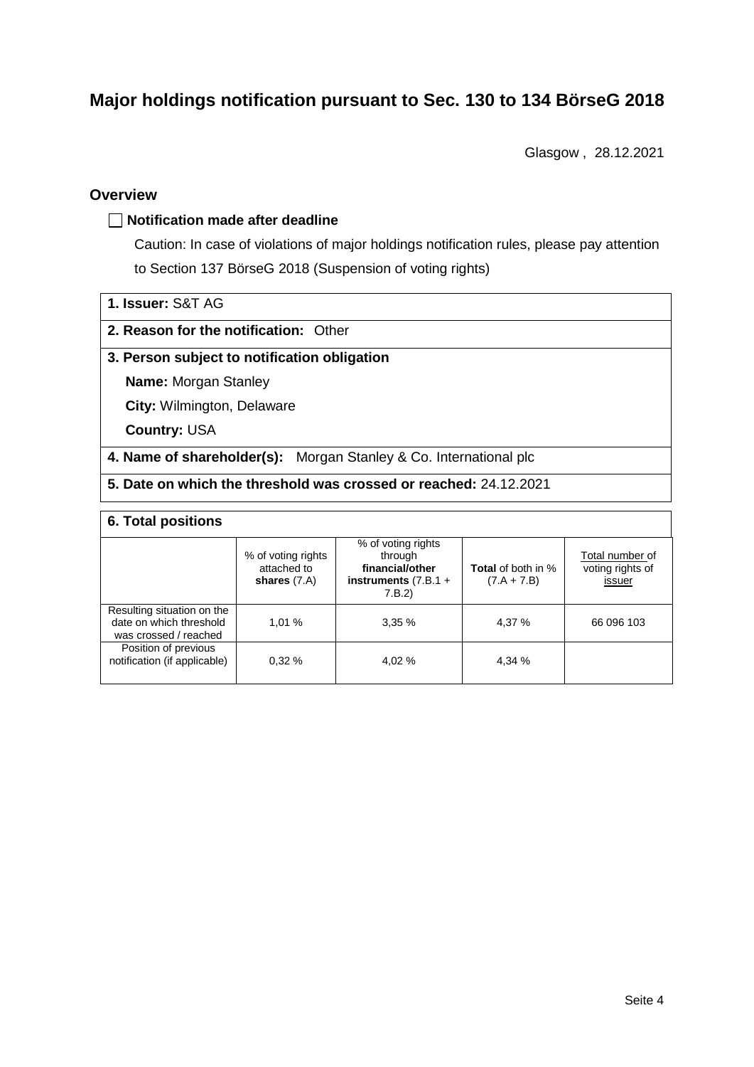# Major holdings notification pursuant to Sec. 130 to 134 BörseG 2018

Glasgow , 28.12.2021

## Overview

☐ **Notification made after deadline**

Caution: In case of violations of major holdings notification rules, please pay attention to Section 137 BörseG 2018 (Suspension of voting rights)

**1. Issuer:** S&T AG

**2. Reason for the notification:** Other

**3. Person subject to notification obligation**

**Name:** Morgan Stanley

**City:** Wilmington, Delaware

**Country:** USA

**4. Name of shareholder(s):** Morgan Stanley & Co. International plc

**5. Date on which the threshold was crossed or reached:** 24.12.2021

**6. Total positions**

| | % of voting rights attached to **shares** (7.A) | % of voting rights through **financial/other instruments** (7.B.1 + 7.B.2) | **Total** of both in % (7.A + 7.B) | Total number of voting rights of issuer |
|---|---|---|---|---|
| Resulting situation on the date on which threshold was crossed / reached | 1,01 % | 3,35 % | 4,37 % | 66 096 103 |
| Position of previous notification (if applicable) | 0,32 % | 4,02 % | 4,34 % | |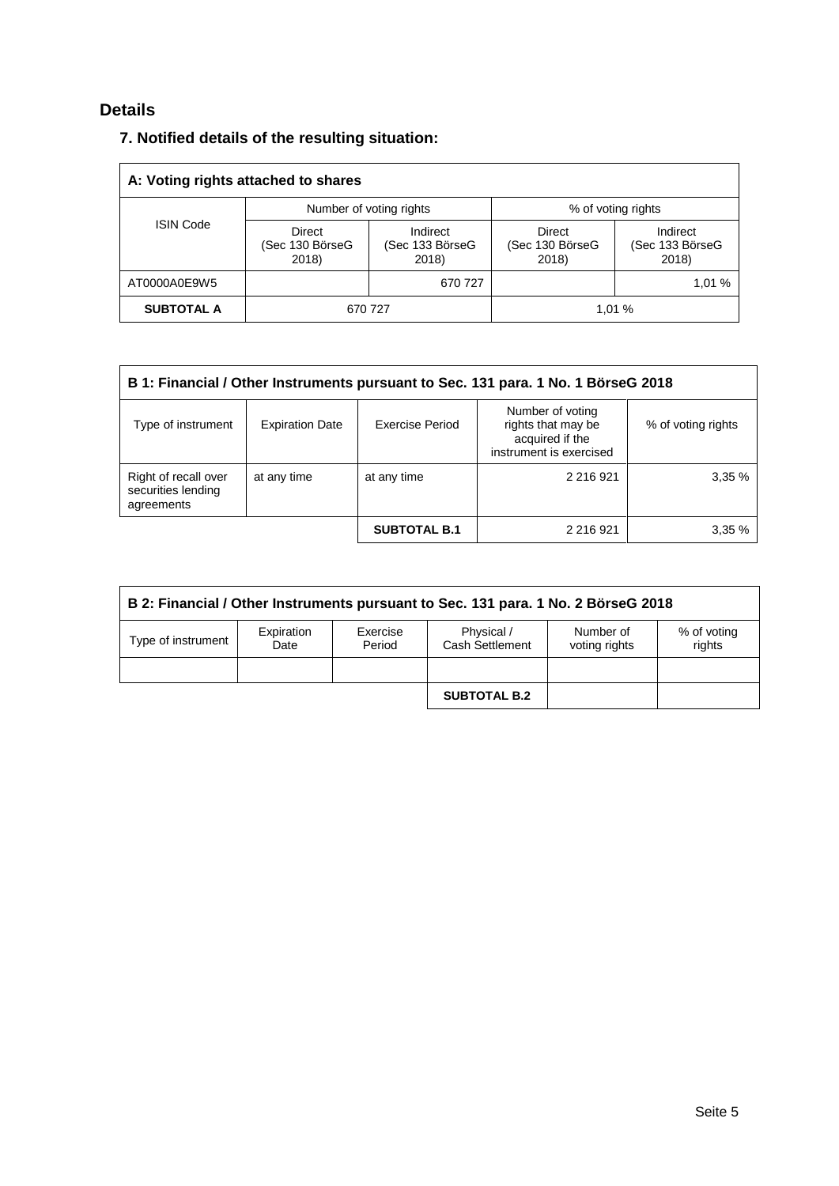## Details

### 7. Notified details of the resulting situation:

| A: Voting rights attached to shares | | | | |
|---|---|---|---|---|
| ISIN Code | Number of voting rights | | % of voting rights | |
| | Direct (Sec 130 BörseG 2018) | Indirect (Sec 133 BörseG 2018) | Direct (Sec 130 BörseG 2018) | Indirect (Sec 133 BörseG 2018) |
| AT0000A0E9W5 | | 670 727 | | 1,01 % |
| **SUBTOTAL A** | 670 727 | | 1,01 % | |

| B 1: Financial / Other Instruments pursuant to Sec. 131 para. 1 No. 1 BörseG 2018 | | | | |
|---|---|---|---|---|
| Type of instrument | Expiration Date | Exercise Period | Number of voting rights that may be acquired if the instrument is exercised | % of voting rights |
| Right of recall over securities lending agreements | at any time | at any time | 2 216 921 | 3,35 % |
| | | **SUBTOTAL B.1** | 2 216 921 | 3,35 % |

| B 2: Financial / Other Instruments pursuant to Sec. 131 para. 1 No. 2 BörseG 2018 | | | | | |
|---|---|---|---|---|---|
| Type of instrument | Expiration Date | Exercise Period | Physical / Cash Settlement | Number of voting rights | % of voting rights |
| | | | | | |
| | | | **SUBTOTAL B.2** | | |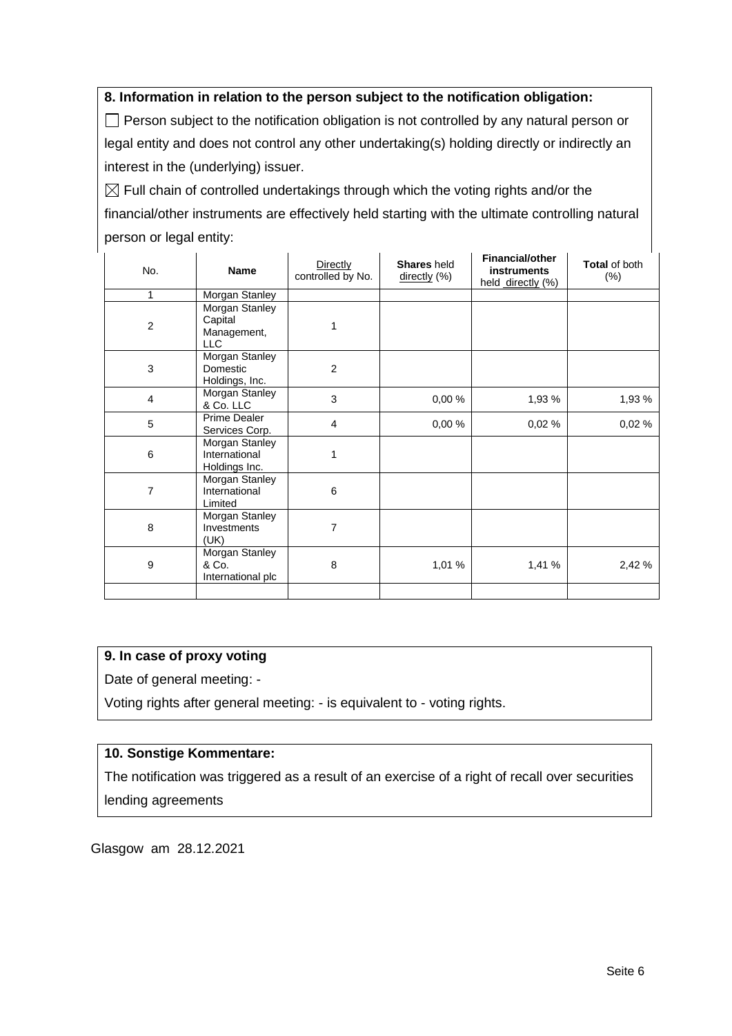**8. Information in relation to the person subject to the notification obligation:**

☐ Person subject to the notification obligation is not controlled by any natural person or legal entity and does not control any other undertaking(s) holding directly or indirectly an interest in the (underlying) issuer.

☒ Full chain of controlled undertakings through which the voting rights and/or the financial/other instruments are effectively held starting with the ultimate controlling natural person or legal entity:

| No. | Name | Directly controlled by No. | Shares held directly (%) | Financial/other instruments held directly (%) | Total of both (%) |
|---|---|---|---|---|---|
| 1 | Morgan Stanley | | | | |
| 2 | Morgan Stanley Capital Management, LLC | 1 | | | |
| 3 | Morgan Stanley Domestic Holdings, Inc. | 2 | | | |
| 4 | Morgan Stanley & Co. LLC | 3 | 0,00 % | 1,93 % | 1,93 % |
| 5 | Prime Dealer Services Corp. | 4 | 0,00 % | 0,02 % | 0,02 % |
| 6 | Morgan Stanley International Holdings Inc. | 1 | | | |
| 7 | Morgan Stanley International Limited | 6 | | | |
| 8 | Morgan Stanley Investments (UK) | 7 | | | |
| 9 | Morgan Stanley & Co. International plc | 8 | 1,01 % | 1,41 % | 2,42 % |
| | | | | | |

**9. In case of proxy voting**

Date of general meeting: -

Voting rights after general meeting: - is equivalent to - voting rights.

**10. Sonstige Kommentare:**

The notification was triggered as a result of an exercise of a right of recall over securities lending agreements

Glasgow am 28.12.2021